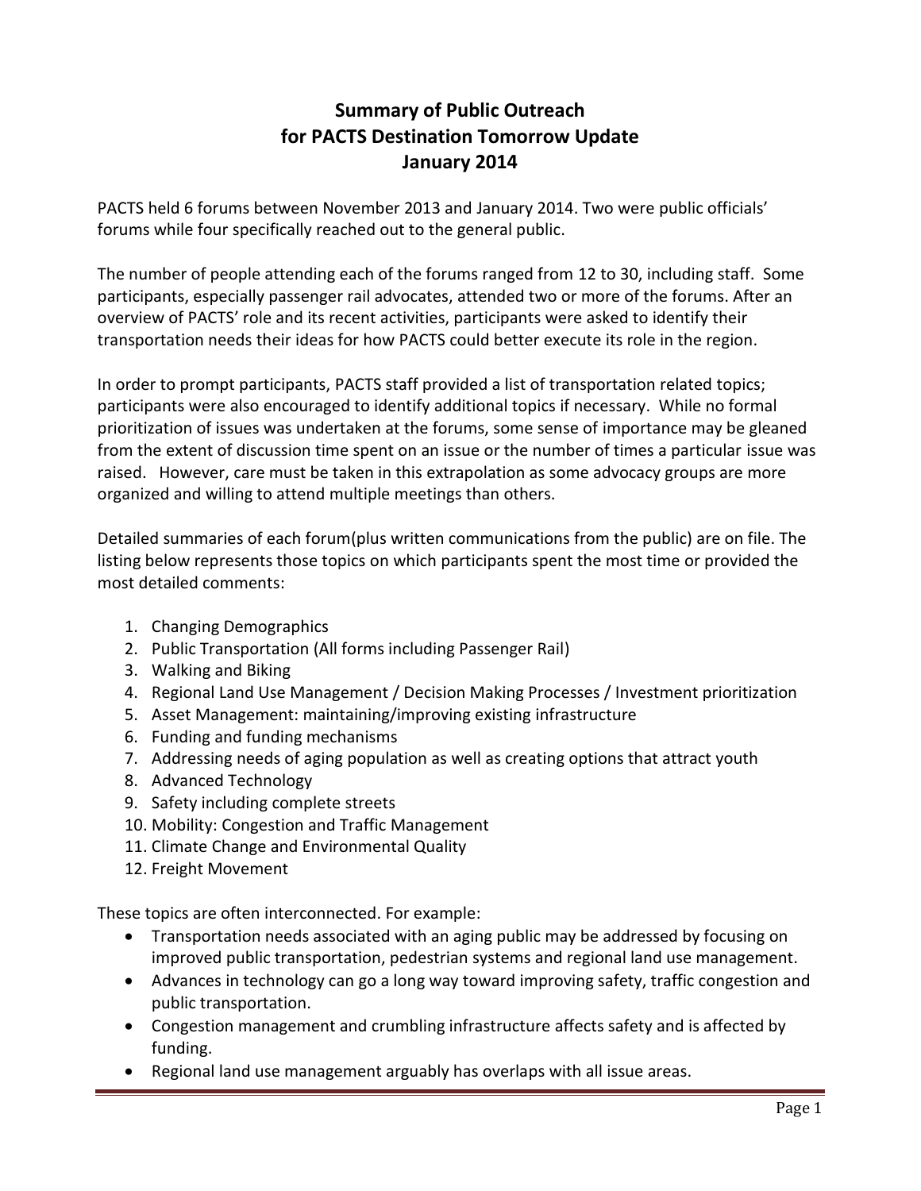# Summary of Public Outreach for PACTS Destination Tomorrow Update January 2014

PACTS held 6 forums between November 2013 and January 2014. Two were public officials' forums while four specifically reached out to the general public.

The number of people attending each of the forums ranged from 12 to 30, including staff. Some participants, especially passenger rail advocates, attended two or more of the forums. After an overview of PACTS' role and its recent activities, participants were asked to identify their transportation needs their ideas for how PACTS could better execute its role in the region.

In order to prompt participants, PACTS staff provided a list of transportation related topics; participants were also encouraged to identify additional topics if necessary. While no formal prioritization of issues was undertaken at the forums, some sense of importance may be gleaned from the extent of discussion time spent on an issue or the number of times a particular issue was raised. However, care must be taken in this extrapolation as some advocacy groups are more organized and willing to attend multiple meetings than others.

Detailed summaries of each forum(plus written communications from the public) are on file. The listing below represents those topics on which participants spent the most time or provided the most detailed comments:

1. Changing Demographics
2. Public Transportation (All forms including Passenger Rail)
3. Walking and Biking
4. Regional Land Use Management / Decision Making Processes / Investment prioritization
5. Asset Management: maintaining/improving existing infrastructure
6. Funding and funding mechanisms
7. Addressing needs of aging population as well as creating options that attract youth
8. Advanced Technology
9. Safety including complete streets
10. Mobility: Congestion and Traffic Management
11. Climate Change and Environmental Quality
12. Freight Movement

These topics are often interconnected. For example:

- Transportation needs associated with an aging public may be addressed by focusing on improved public transportation, pedestrian systems and regional land use management.
- Advances in technology can go a long way toward improving safety, traffic congestion and public transportation.
- Congestion management and crumbling infrastructure affects safety and is affected by funding.
- Regional land use management arguably has overlaps with all issue areas.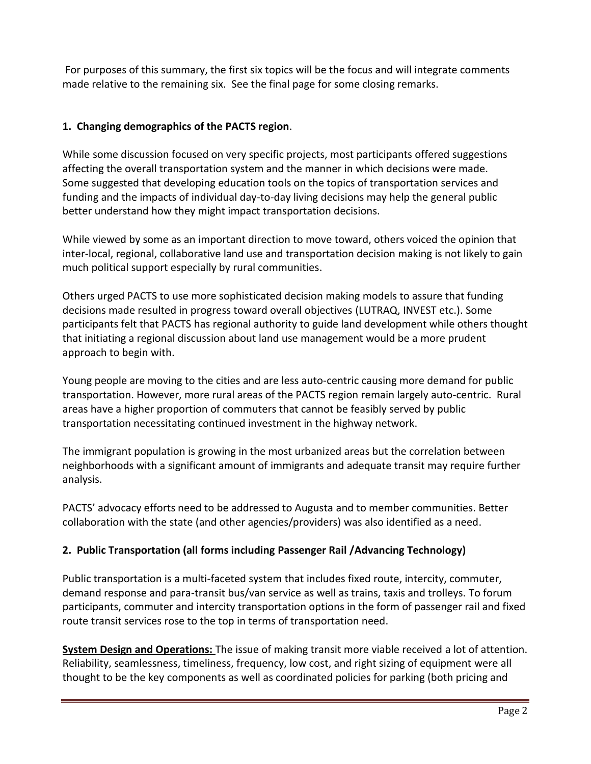For purposes of this summary, the first six topics will be the focus and will integrate comments made relative to the remaining six. See the final page for some closing remarks.

### 1. Changing demographics of the PACTS region.

While some discussion focused on very specific projects, most participants offered suggestions affecting the overall transportation system and the manner in which decisions were made. Some suggested that developing education tools on the topics of transportation services and funding and the impacts of individual day-to-day living decisions may help the general public better understand how they might impact transportation decisions.

While viewed by some as an important direction to move toward, others voiced the opinion that inter-local, regional, collaborative land use and transportation decision making is not likely to gain much political support especially by rural communities.

Others urged PACTS to use more sophisticated decision making models to assure that funding decisions made resulted in progress toward overall objectives (LUTRAQ, INVEST etc.). Some participants felt that PACTS has regional authority to guide land development while others thought that initiating a regional discussion about land use management would be a more prudent approach to begin with.

Young people are moving to the cities and are less auto-centric causing more demand for public transportation. However, more rural areas of the PACTS region remain largely auto-centric. Rural areas have a higher proportion of commuters that cannot be feasibly served by public transportation necessitating continued investment in the highway network.

The immigrant population is growing in the most urbanized areas but the correlation between neighborhoods with a significant amount of immigrants and adequate transit may require further analysis.

PACTS' advocacy efforts need to be addressed to Augusta and to member communities. Better collaboration with the state (and other agencies/providers) was also identified as a need.

### 2. Public Transportation (all forms including Passenger Rail /Advancing Technology)

Public transportation is a multi-faceted system that includes fixed route, intercity, commuter, demand response and para-transit bus/van service as well as trains, taxis and trolleys. To forum participants, commuter and intercity transportation options in the form of passenger rail and fixed route transit services rose to the top in terms of transportation need.

**System Design and Operations:** The issue of making transit more viable received a lot of attention. Reliability, seamlessness, timeliness, frequency, low cost, and right sizing of equipment were all thought to be the key components as well as coordinated policies for parking (both pricing and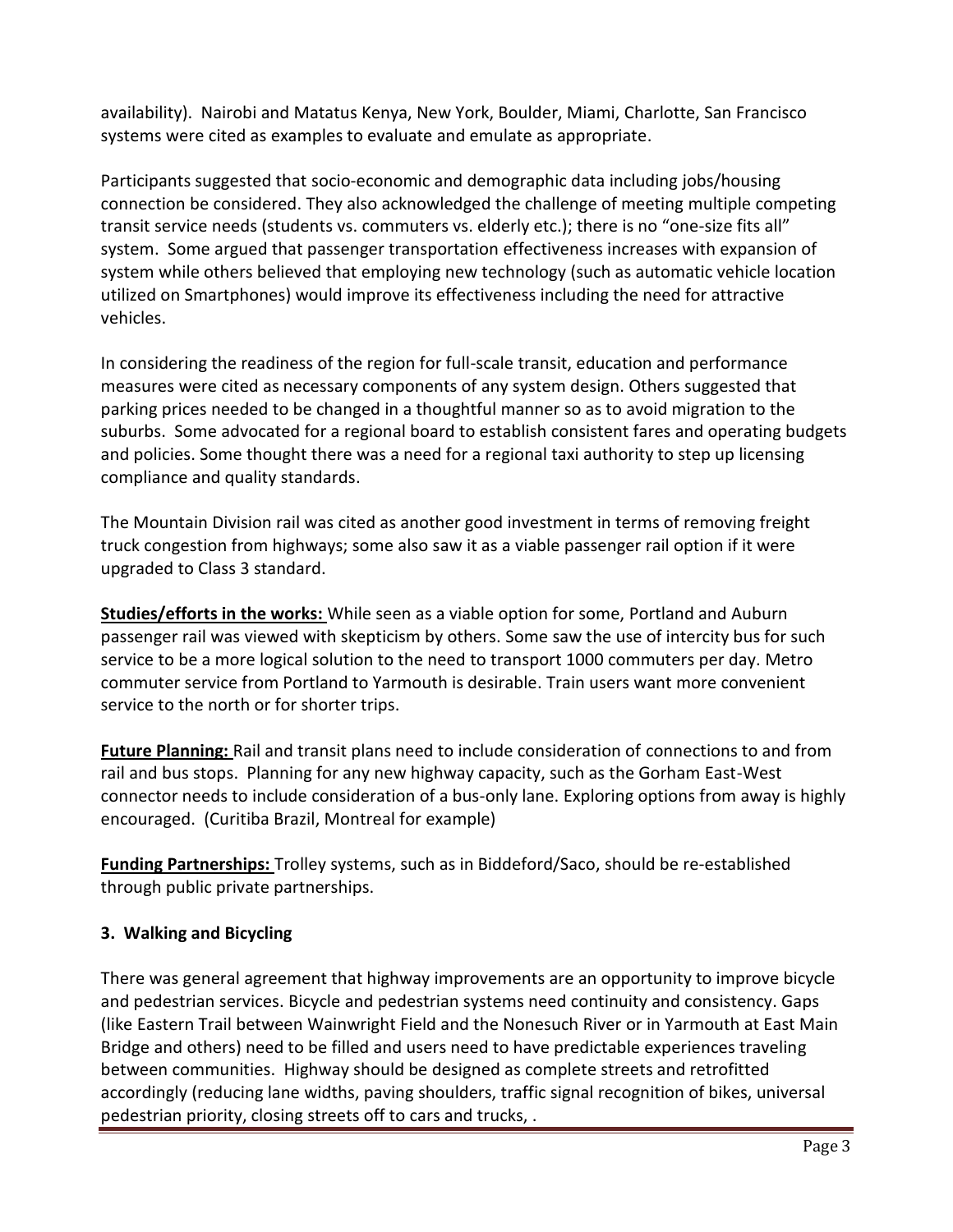availability). Nairobi and Matatus Kenya, New York, Boulder, Miami, Charlotte, San Francisco systems were cited as examples to evaluate and emulate as appropriate.

Participants suggested that socio-economic and demographic data including jobs/housing connection be considered. They also acknowledged the challenge of meeting multiple competing transit service needs (students vs. commuters vs. elderly etc.); there is no "one-size fits all" system. Some argued that passenger transportation effectiveness increases with expansion of system while others believed that employing new technology (such as automatic vehicle location utilized on Smartphones) would improve its effectiveness including the need for attractive vehicles.

In considering the readiness of the region for full-scale transit, education and performance measures were cited as necessary components of any system design. Others suggested that parking prices needed to be changed in a thoughtful manner so as to avoid migration to the suburbs. Some advocated for a regional board to establish consistent fares and operating budgets and policies. Some thought there was a need for a regional taxi authority to step up licensing compliance and quality standards.

The Mountain Division rail was cited as another good investment in terms of removing freight truck congestion from highways; some also saw it as a viable passenger rail option if it were upgraded to Class 3 standard.

**Studies/efforts in the works:** While seen as a viable option for some, Portland and Auburn passenger rail was viewed with skepticism by others. Some saw the use of intercity bus for such service to be a more logical solution to the need to transport 1000 commuters per day. Metro commuter service from Portland to Yarmouth is desirable. Train users want more convenient service to the north or for shorter trips.

**Future Planning:** Rail and transit plans need to include consideration of connections to and from rail and bus stops. Planning for any new highway capacity, such as the Gorham East-West connector needs to include consideration of a bus-only lane. Exploring options from away is highly encouraged. (Curitiba Brazil, Montreal for example)

**Funding Partnerships:** Trolley systems, such as in Biddeford/Saco, should be re-established through public private partnerships.

### 3. Walking and Bicycling

There was general agreement that highway improvements are an opportunity to improve bicycle and pedestrian services. Bicycle and pedestrian systems need continuity and consistency. Gaps (like Eastern Trail between Wainwright Field and the Nonesuch River or in Yarmouth at East Main Bridge and others) need to be filled and users need to have predictable experiences traveling between communities. Highway should be designed as complete streets and retrofitted accordingly (reducing lane widths, paving shoulders, traffic signal recognition of bikes, universal pedestrian priority, closing streets off to cars and trucks, .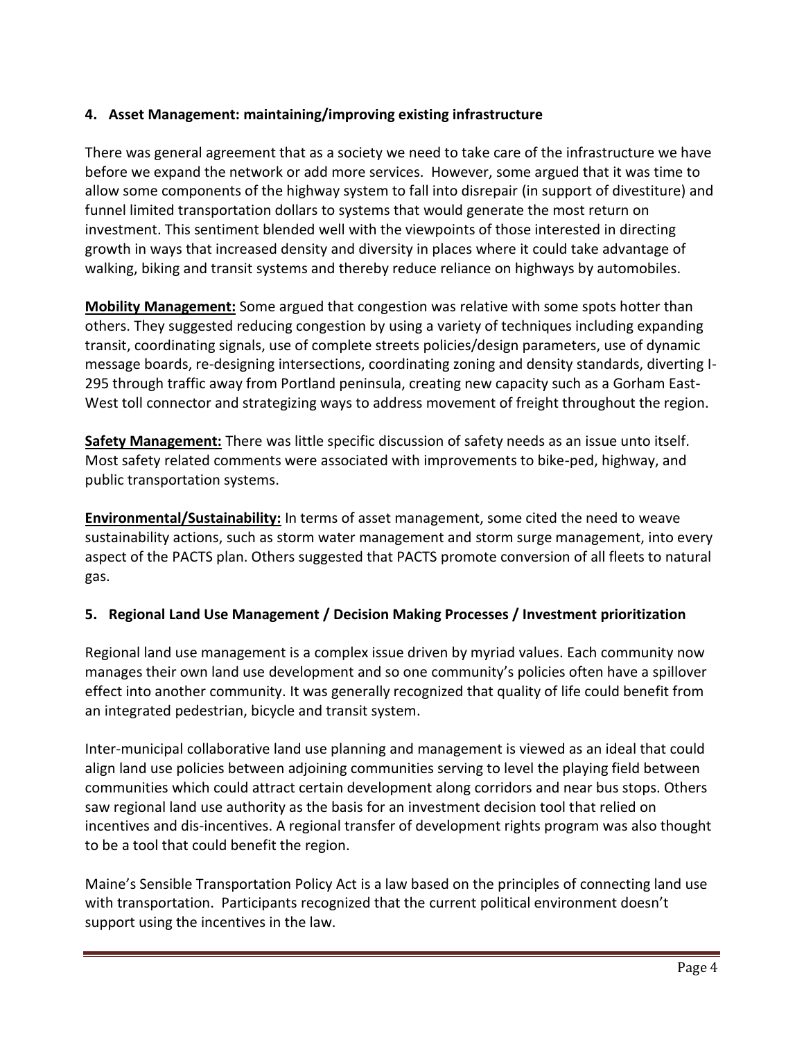## 4. Asset Management: maintaining/improving existing infrastructure

There was general agreement that as a society we need to take care of the infrastructure we have before we expand the network or add more services. However, some argued that it was time to allow some components of the highway system to fall into disrepair (in support of divestiture) and funnel limited transportation dollars to systems that would generate the most return on investment. This sentiment blended well with the viewpoints of those interested in directing growth in ways that increased density and diversity in places where it could take advantage of walking, biking and transit systems and thereby reduce reliance on highways by automobiles.

**Mobility Management:** Some argued that congestion was relative with some spots hotter than others. They suggested reducing congestion by using a variety of techniques including expanding transit, coordinating signals, use of complete streets policies/design parameters, use of dynamic message boards, re-designing intersections, coordinating zoning and density standards, diverting I-295 through traffic away from Portland peninsula, creating new capacity such as a Gorham East-West toll connector and strategizing ways to address movement of freight throughout the region.

**Safety Management:** There was little specific discussion of safety needs as an issue unto itself. Most safety related comments were associated with improvements to bike-ped, highway, and public transportation systems.

**Environmental/Sustainability:** In terms of asset management, some cited the need to weave sustainability actions, such as storm water management and storm surge management, into every aspect of the PACTS plan. Others suggested that PACTS promote conversion of all fleets to natural gas.

## 5. Regional Land Use Management / Decision Making Processes / Investment prioritization

Regional land use management is a complex issue driven by myriad values. Each community now manages their own land use development and so one community's policies often have a spillover effect into another community. It was generally recognized that quality of life could benefit from an integrated pedestrian, bicycle and transit system.

Inter-municipal collaborative land use planning and management is viewed as an ideal that could align land use policies between adjoining communities serving to level the playing field between communities which could attract certain development along corridors and near bus stops. Others saw regional land use authority as the basis for an investment decision tool that relied on incentives and dis-incentives. A regional transfer of development rights program was also thought to be a tool that could benefit the region.

Maine's Sensible Transportation Policy Act is a law based on the principles of connecting land use with transportation. Participants recognized that the current political environment doesn't support using the incentives in the law.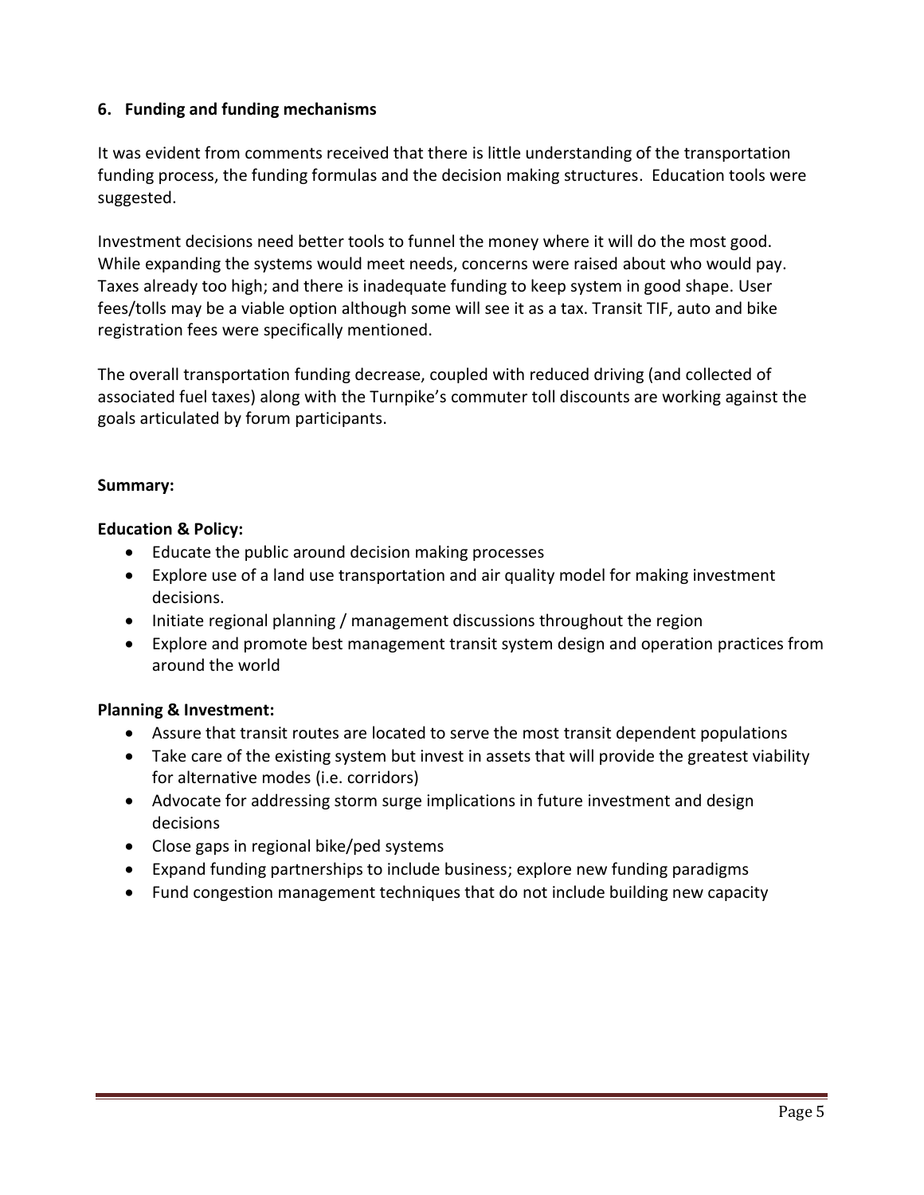### 6. Funding and funding mechanisms

It was evident from comments received that there is little understanding of the transportation funding process, the funding formulas and the decision making structures. Education tools were suggested.

Investment decisions need better tools to funnel the money where it will do the most good. While expanding the systems would meet needs, concerns were raised about who would pay. Taxes already too high; and there is inadequate funding to keep system in good shape. User fees/tolls may be a viable option although some will see it as a tax. Transit TIF, auto and bike registration fees were specifically mentioned.

The overall transportation funding decrease, coupled with reduced driving (and collected of associated fuel taxes) along with the Turnpike's commuter toll discounts are working against the goals articulated by forum participants.

**Summary:**

**Education & Policy:**

- Educate the public around decision making processes
- Explore use of a land use transportation and air quality model for making investment decisions.
- Initiate regional planning / management discussions throughout the region
- Explore and promote best management transit system design and operation practices from around the world

**Planning & Investment:**

- Assure that transit routes are located to serve the most transit dependent populations
- Take care of the existing system but invest in assets that will provide the greatest viability for alternative modes (i.e. corridors)
- Advocate for addressing storm surge implications in future investment and design decisions
- Close gaps in regional bike/ped systems
- Expand funding partnerships to include business; explore new funding paradigms
- Fund congestion management techniques that do not include building new capacity